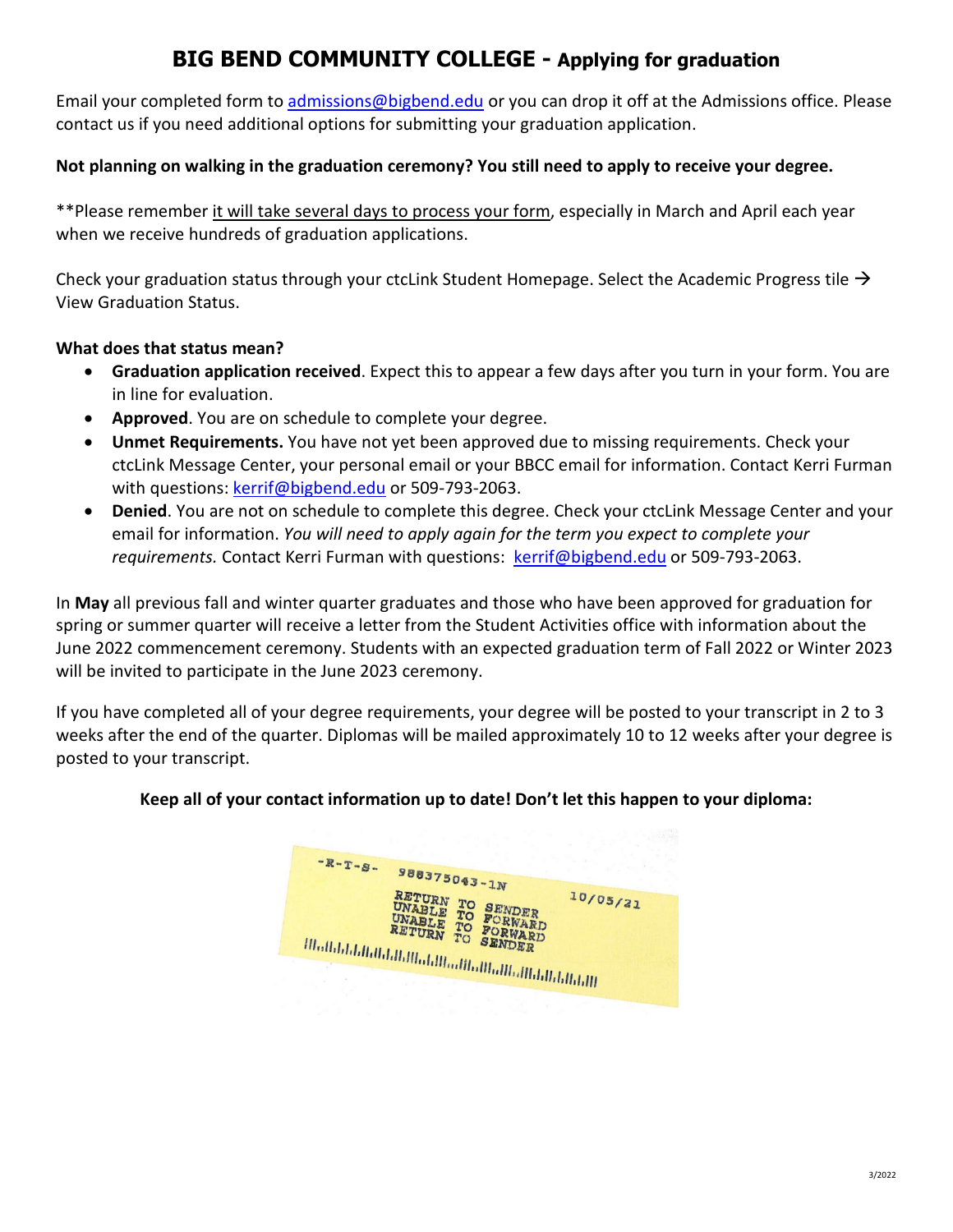# BIG BEND COMMUNITY COLLEGE - Applying for graduation

Email your completed form to admissions@bigbend.edu or you can drop it off at the Admissions office. Please contact us if you need additional options for submitting your graduation application.

**Not planning on walking in the graduation ceremony? You still need to apply to receive your degree.**

**Please remember it will take several days to process your form, especially in March and April each year when we receive hundreds of graduation applications.

Check your graduation status through your ctcLink Student Homepage. Select the Academic Progress tile → View Graduation Status.

**What does that status mean?**

- **Graduation application received**. Expect this to appear a few days after you turn in your form. You are in line for evaluation.
- **Approved**. You are on schedule to complete your degree.
- **Unmet Requirements.** You have not yet been approved due to missing requirements. Check your ctcLink Message Center, your personal email or your BBCC email for information. Contact Kerri Furman with questions: kerrif@bigbend.edu or 509-793-2063.
- **Denied**. You are not on schedule to complete this degree. Check your ctcLink Message Center and your email for information. *You will need to apply again for the term you expect to complete your requirements.* Contact Kerri Furman with questions: kerrif@bigbend.edu or 509-793-2063.

In **May** all previous fall and winter quarter graduates and those who have been approved for graduation for spring or summer quarter will receive a letter from the Student Activities office with information about the June 2022 commencement ceremony. Students with an expected graduation term of Fall 2022 or Winter 2023 will be invited to participate in the June 2023 ceremony.

If you have completed all of your degree requirements, your degree will be posted to your transcript in 2 to 3 weeks after the end of the quarter. Diplomas will be mailed approximately 10 to 12 weeks after your degree is posted to your transcript.

**Keep all of your contact information up to date! Don't let this happen to your diploma:**

-R-T-S- 988375043-1N 10/05/21
RETURN TO SENDER
UNABLE TO FORWARD
UNABLE TO FORWARD
RETURN TO SENDER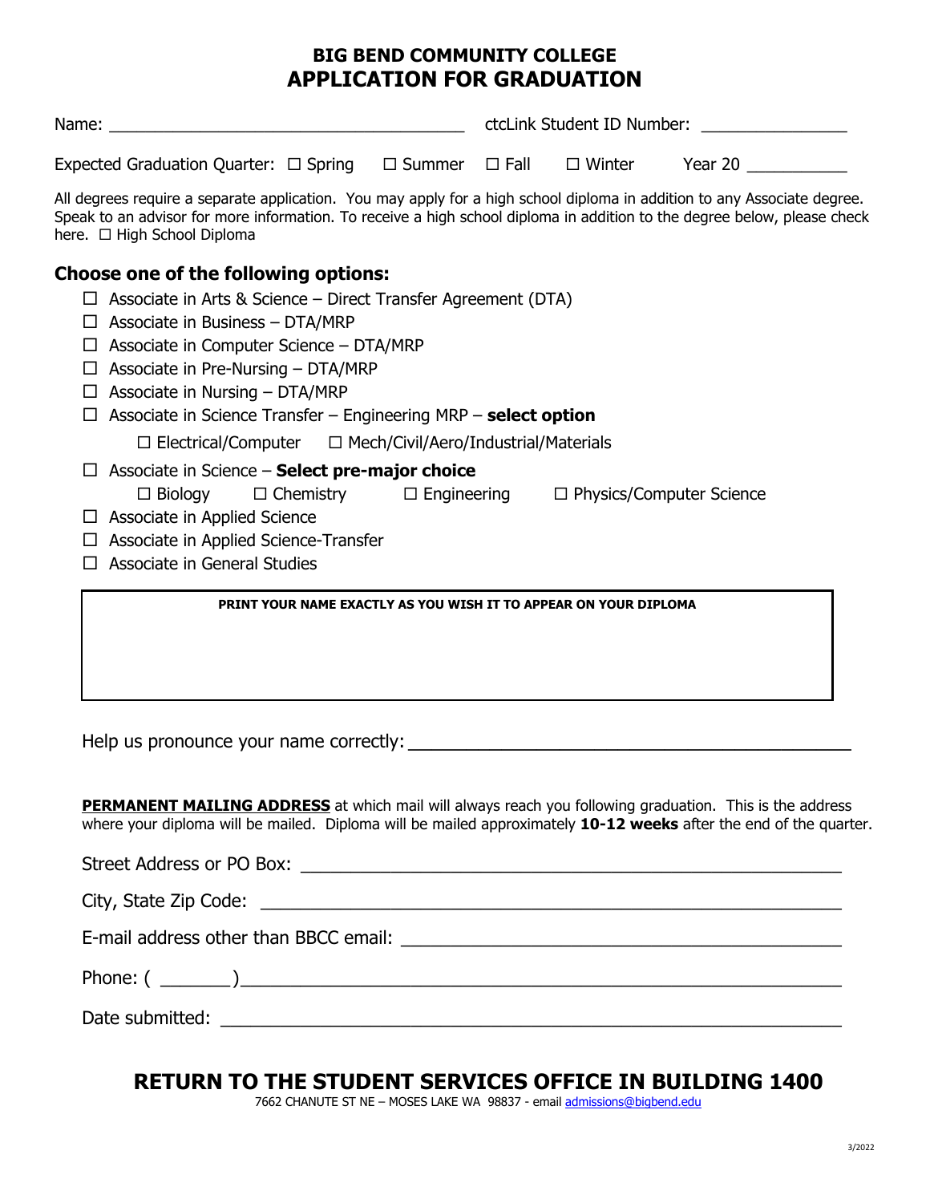# BIG BEND COMMUNITY COLLEGE
# APPLICATION FOR GRADUATION

Name: ______________________________________ ctcLink Student ID Number: ________________

Expected Graduation Quarter: ☐ Spring ☐ Summer ☐ Fall ☐ Winter Year 20 ___________

All degrees require a separate application. You may apply for a high school diploma in addition to any Associate degree. Speak to an advisor for more information. To receive a high school diploma in addition to the degree below, please check here. ☐ High School Diploma

## Choose one of the following options:

- ☐ Associate in Arts & Science – Direct Transfer Agreement (DTA)
- ☐ Associate in Business – DTA/MRP
- ☐ Associate in Computer Science – DTA/MRP
- ☐ Associate in Pre-Nursing – DTA/MRP
- ☐ Associate in Nursing – DTA/MRP
- ☐ Associate in Science Transfer – Engineering MRP – **select option**
  - ☐ Electrical/Computer ☐ Mech/Civil/Aero/Industrial/Materials
- ☐ Associate in Science – **Select pre-major choice**
  - ☐ Biology ☐ Chemistry ☐ Engineering ☐ Physics/Computer Science
- ☐ Associate in Applied Science
- ☐ Associate in Applied Science-Transfer
- ☐ Associate in General Studies

**PRINT YOUR NAME EXACTLY AS YOU WISH IT TO APPEAR ON YOUR DIPLOMA**

Help us pronounce your name correctly: ____________________________________________

**PERMANENT MAILING ADDRESS** at which mail will always reach you following graduation. This is the address where your diploma will be mailed. Diploma will be mailed approximately **10-12 weeks** after the end of the quarter.

Street Address or PO Box: ______________________________________________________

City, State Zip Code: __________________________________________________________

E-mail address other than BBCC email: ____________________________________________

Phone: ( _______)______________________________________________________________

Date submitted: ______________________________________________________________

## RETURN TO THE STUDENT SERVICES OFFICE IN BUILDING 1400

7662 CHANUTE ST NE – MOSES LAKE WA 98837 - email admissions@bigbend.edu

3/2022